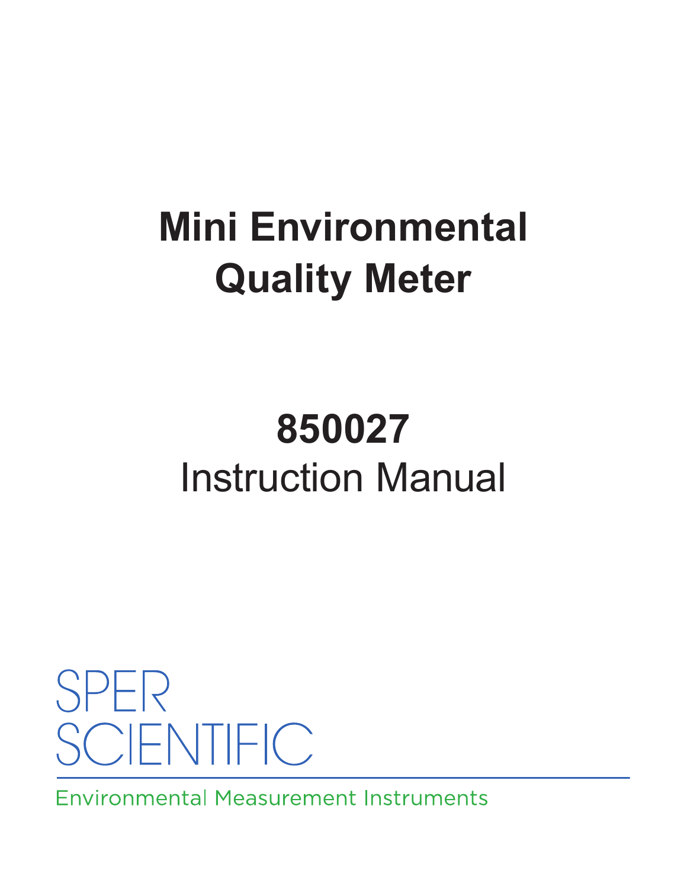# Mini Environmental Quality Meter

# 850027

## Instruction Manual

SPER SCIENTIFIC

Environmental Measurement Instruments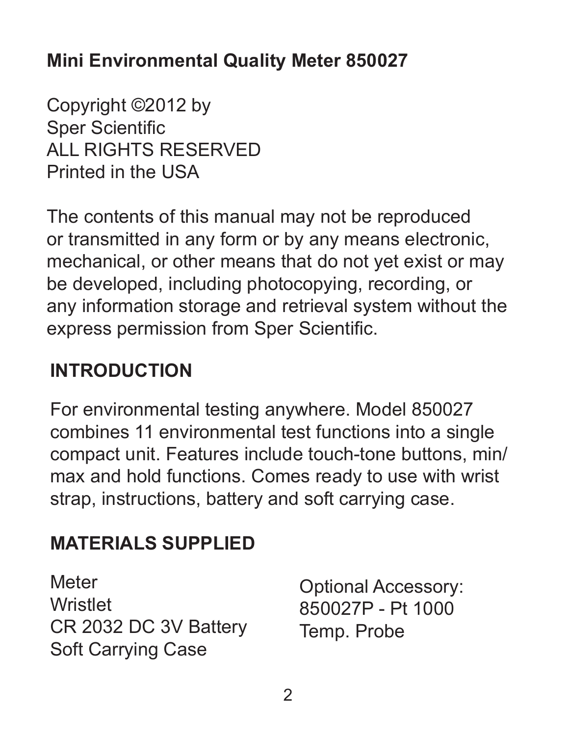## Mini Environmental Quality Meter 850027

Copyright ©2012 by
Sper Scientific
ALL RIGHTS RESERVED
Printed in the USA

The contents of this manual may not be reproduced or transmitted in any form or by any means electronic, mechanical, or other means that do not yet exist or may be developed, including photocopying, recording, or any information storage and retrieval system without the express permission from Sper Scientific.

## INTRODUCTION

For environmental testing anywhere. Model 850027 combines 11 environmental test functions into a single compact unit. Features include touch-tone buttons, min/max and hold functions. Comes ready to use with wrist strap, instructions, battery and soft carrying case.

## MATERIALS SUPPLIED

Meter
Wristlet
CR 2032 DC 3V Battery
Soft Carrying Case

Optional Accessory:
850027P - Pt 1000
Temp. Probe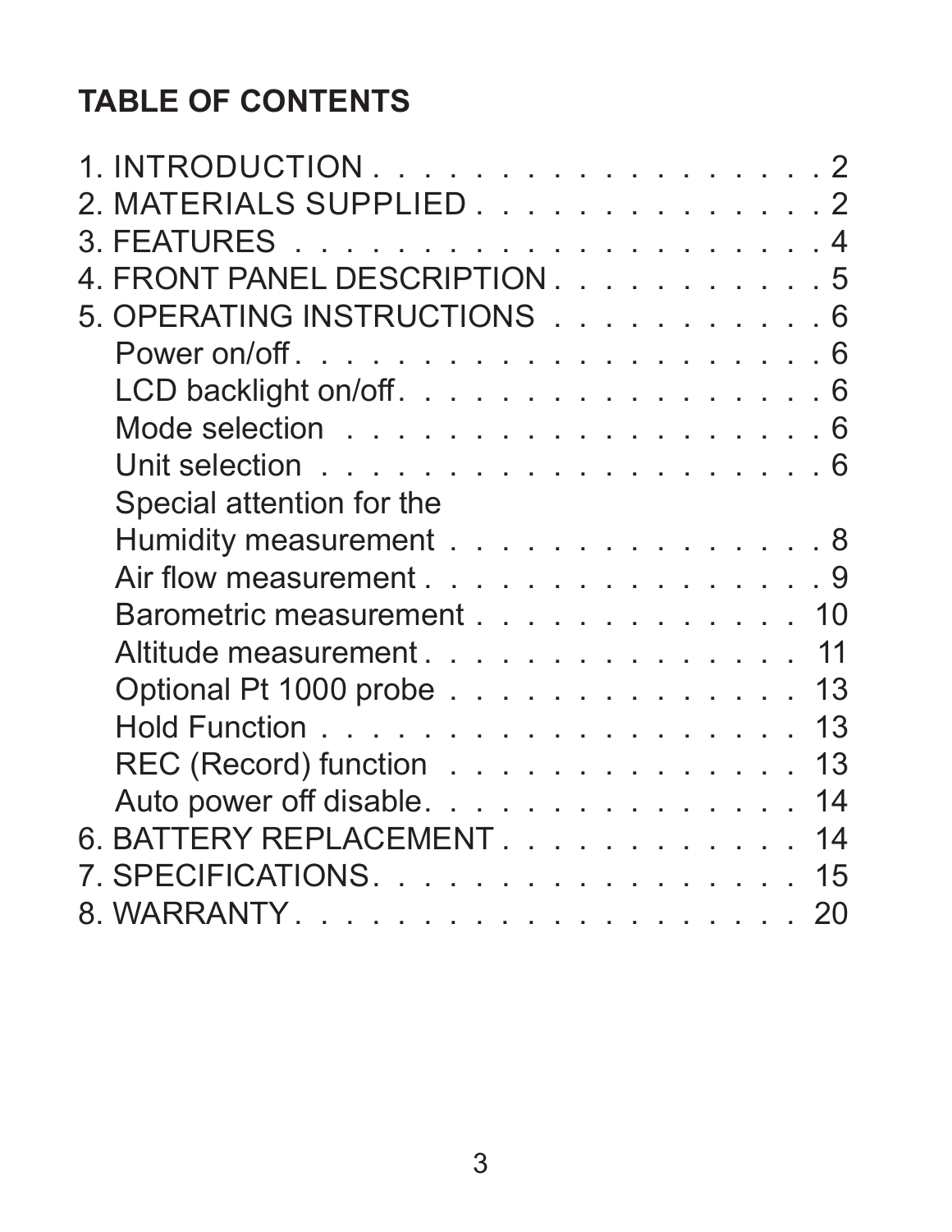## TABLE OF CONTENTS

1. INTRODUCTION . . . . . . . . . . . . . . . . . . . 2
2. MATERIALS SUPPLIED . . . . . . . . . . . . . . . 2
3. FEATURES . . . . . . . . . . . . . . . . . . . . . . 4
4. FRONT PANEL DESCRIPTION . . . . . . . . . . . 5
5. OPERATING INSTRUCTIONS . . . . . . . . . . . 6
   - Power on/off . . . . . . . . . . . . . . . . . . . . 6
   - LCD backlight on/off . . . . . . . . . . . . . . . . 6
   - Mode selection . . . . . . . . . . . . . . . . . . . 6
   - Unit selection . . . . . . . . . . . . . . . . . . . 6
   - Special attention for the Humidity measurement . . . . . . . . . . . . . . . 8
   - Air flow measurement . . . . . . . . . . . . . . . 9
   - Barometric measurement . . . . . . . . . . . . 10
   - Altitude measurement . . . . . . . . . . . . . . 11
   - Optional Pt 1000 probe . . . . . . . . . . . . . 13
   - Hold Function . . . . . . . . . . . . . . . . . . . 13
   - REC (Record) function . . . . . . . . . . . . . 13
   - Auto power off disable. . . . . . . . . . . . . . 14
6. BATTERY REPLACEMENT . . . . . . . . . . . . 14
7. SPECIFICATIONS. . . . . . . . . . . . . . . . . . 15
8. WARRANTY . . . . . . . . . . . . . . . . . . . . . 20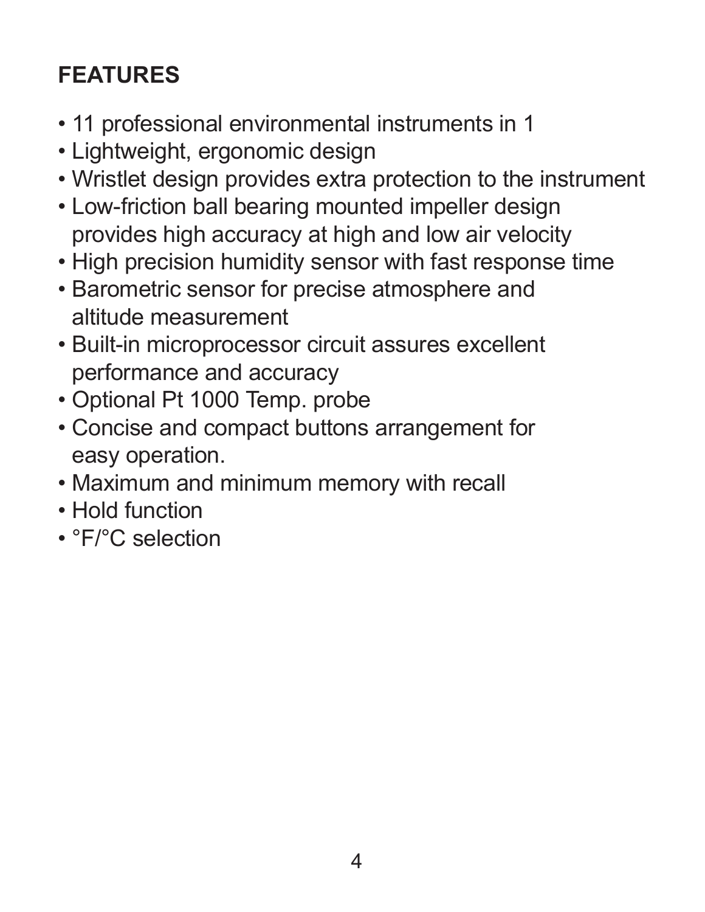## FEATURES

- 11 professional environmental instruments in 1
- Lightweight, ergonomic design
- Wristlet design provides extra protection to the instrument
- Low-friction ball bearing mounted impeller design provides high accuracy at high and low air velocity
- High precision humidity sensor with fast response time
- Barometric sensor for precise atmosphere and altitude measurement
- Built-in microprocessor circuit assures excellent performance and accuracy
- Optional Pt 1000 Temp. probe
- Concise and compact buttons arrangement for easy operation.
- Maximum and minimum memory with recall
- Hold function
- °F/°C selection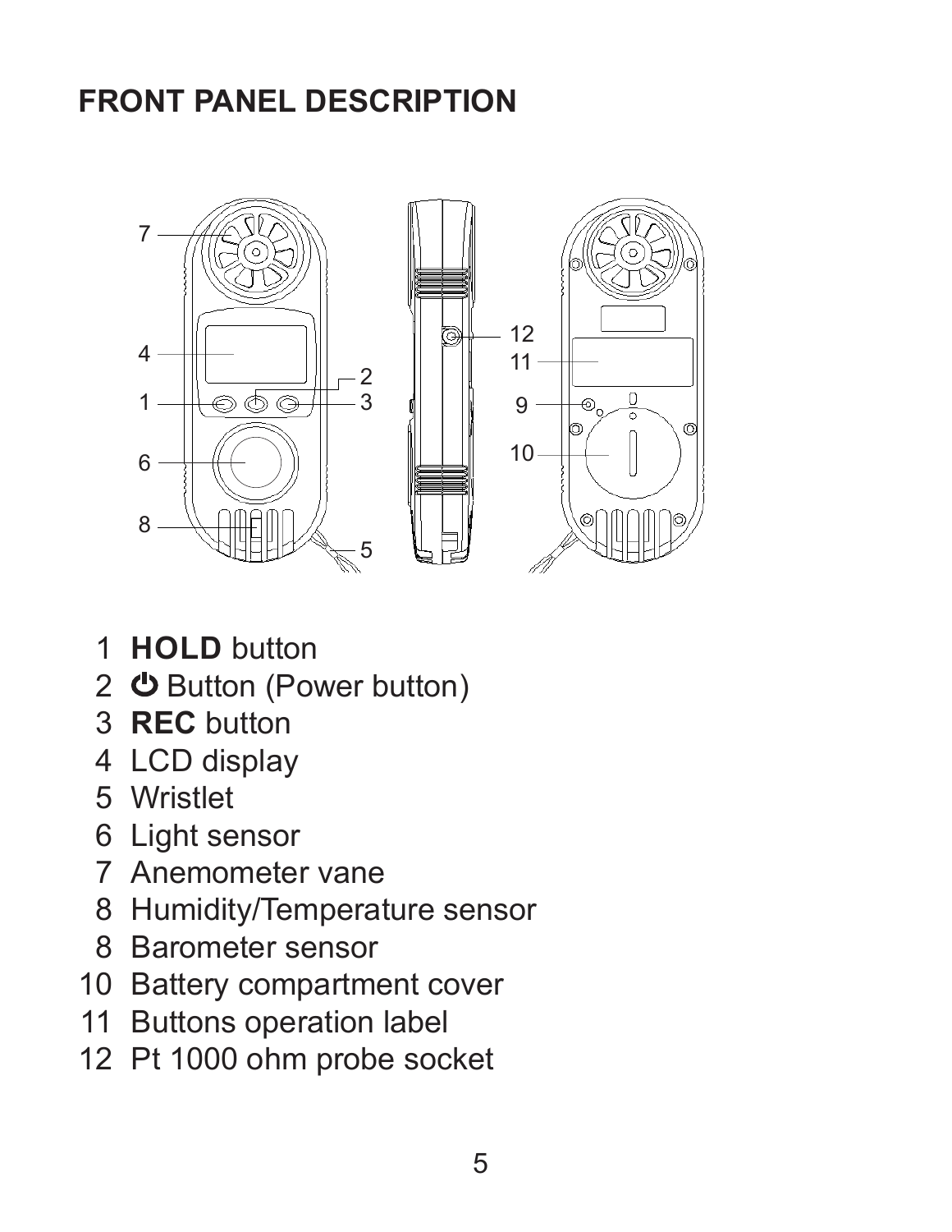## FRONT PANEL DESCRIPTION

1 **HOLD** button
2 ⏻ Button (Power button)
3 **REC** button
4 LCD display
5 Wristlet
6 Light sensor
7 Anemometer vane
8 Humidity/Temperature sensor
8 Barometer sensor
10 Battery compartment cover
11 Buttons operation label
12 Pt 1000 ohm probe socket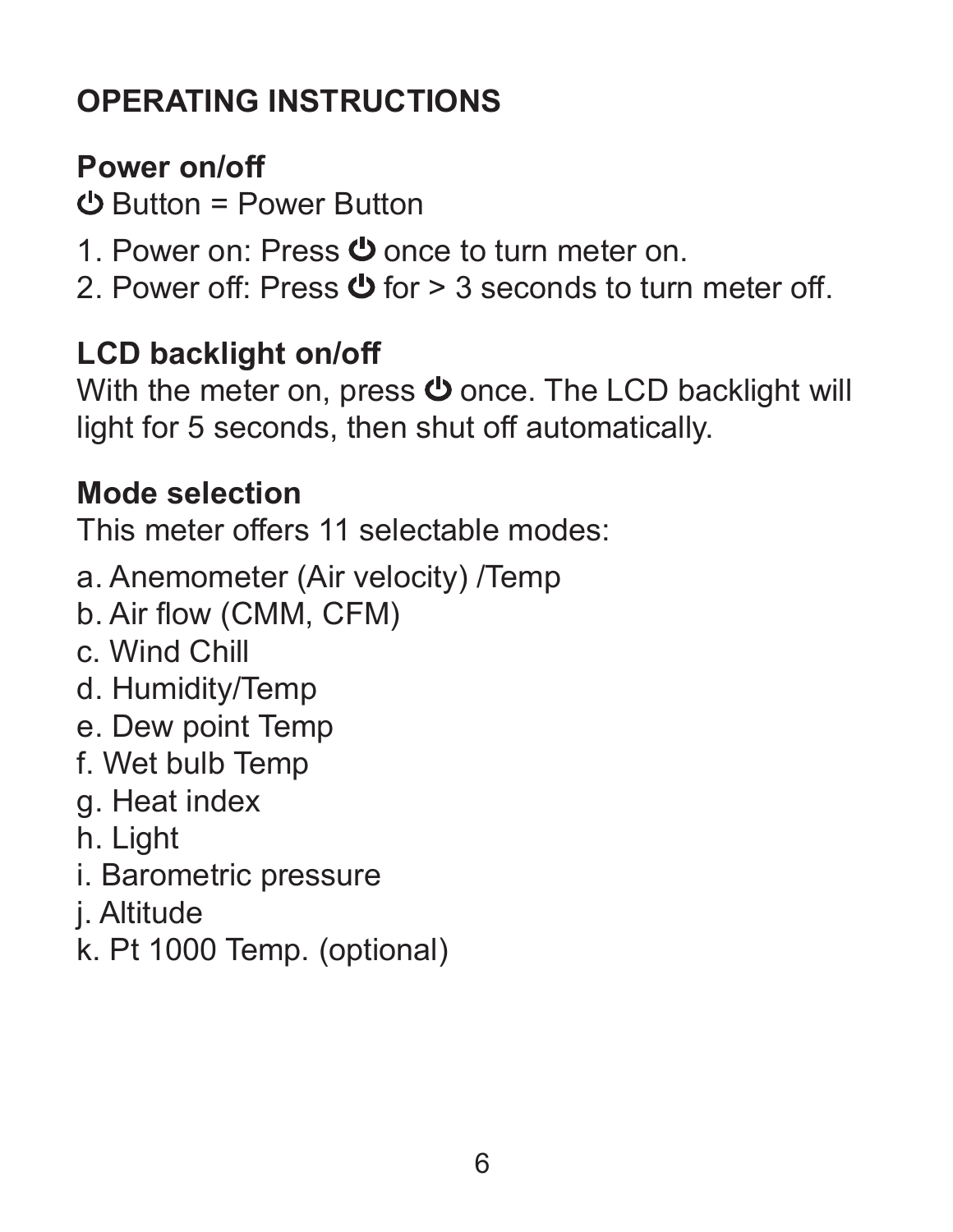# OPERATING INSTRUCTIONS

## Power on/off

⏻ Button = Power Button

1. Power on: Press ⏻ once to turn meter on.
2. Power off: Press ⏻ for > 3 seconds to turn meter off.

## LCD backlight on/off

With the meter on, press ⏻ once. The LCD backlight will light for 5 seconds, then shut off automatically.

## Mode selection

This meter offers 11 selectable modes:

a. Anemometer (Air velocity) /Temp
b. Air flow (CMM, CFM)
c. Wind Chill
d. Humidity/Temp
e. Dew point Temp
f. Wet bulb Temp
g. Heat index
h. Light
i. Barometric pressure
j. Altitude
k. Pt 1000 Temp. (optional)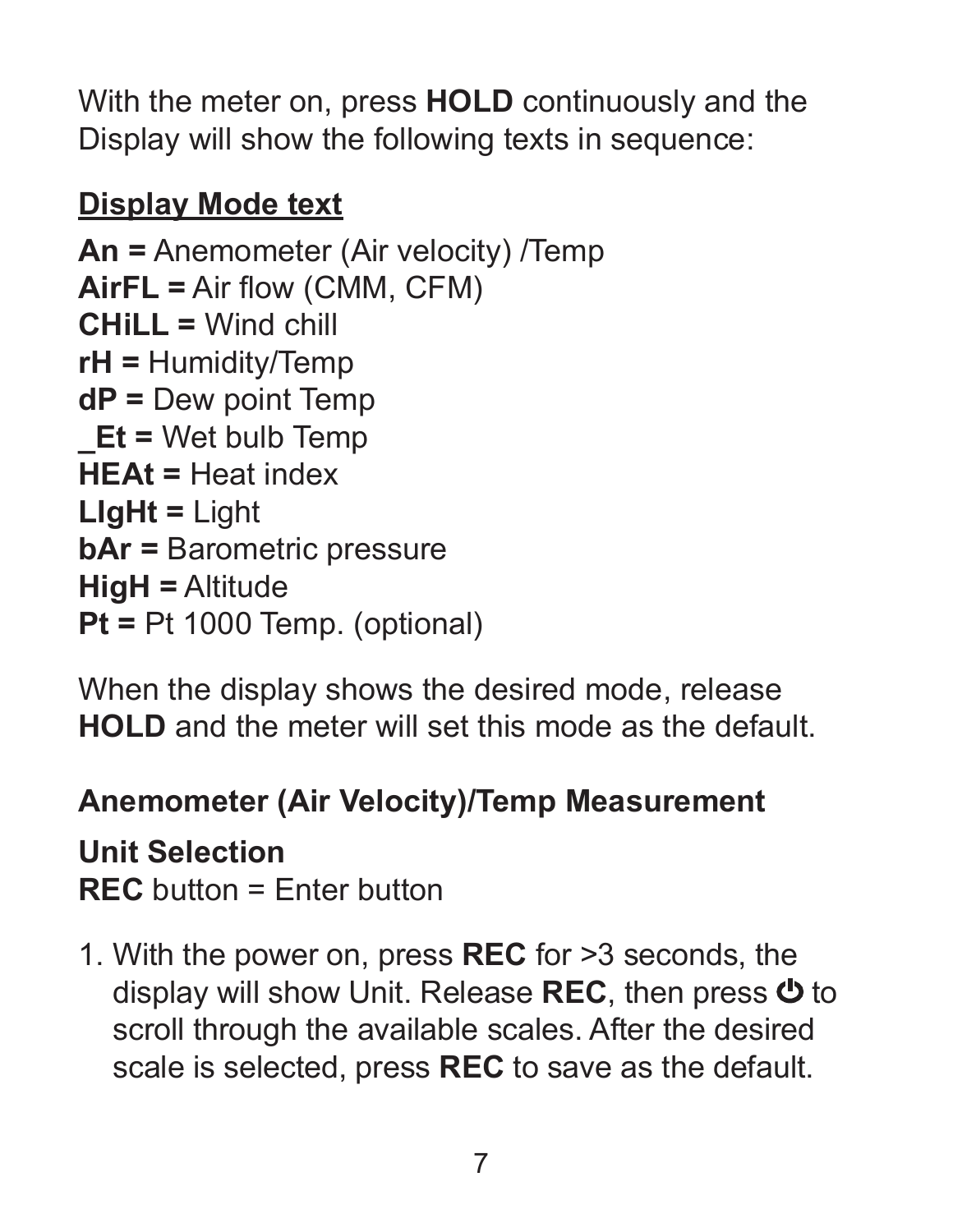With the meter on, press **HOLD** continuously and the Display will show the following texts in sequence:

**<u>Display Mode text</u>**

**An =** Anemometer (Air velocity) /Temp
**AirFL =** Air flow (CMM, CFM)
**CHiLL =** Wind chill
**rH =** Humidity/Temp
**dP =** Dew point Temp
**_Et =** Wet bulb Temp
**HEAt =** Heat index
**LIgHt =** Light
**bAr =** Barometric pressure
**HigH =** Altitude
**Pt =** Pt 1000 Temp. (optional)

When the display shows the desired mode, release **HOLD** and the meter will set this mode as the default.

### Anemometer (Air Velocity)/Temp Measurement

**Unit Selection**
**REC** button = Enter button

1. With the power on, press **REC** for >3 seconds, the display will show Unit. Release **REC**, then press ⏻ to scroll through the available scales. After the desired scale is selected, press **REC** to save as the default.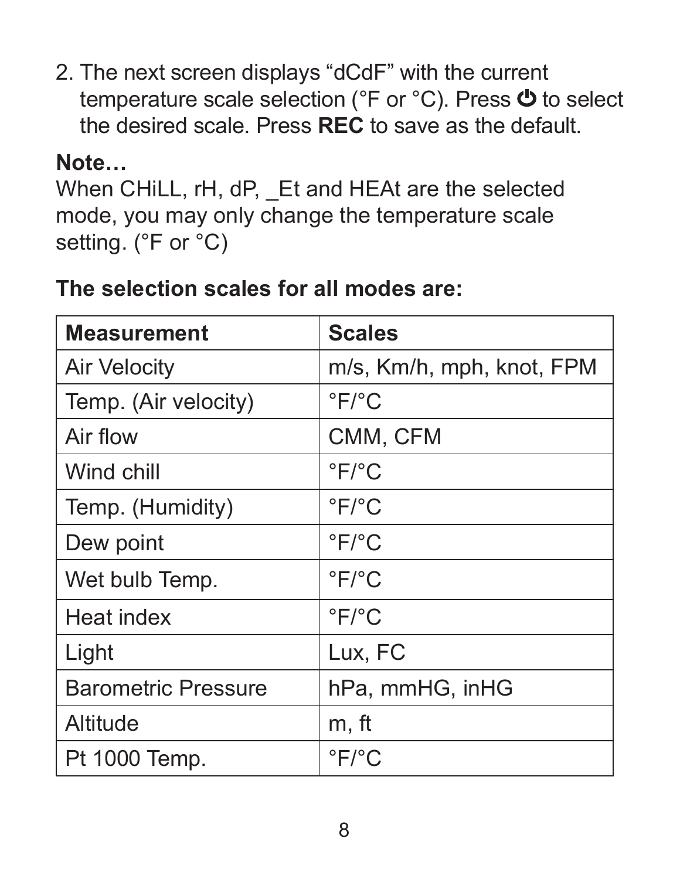2. The next screen displays “dCdF” with the current temperature scale selection (°F or °C). Press ⏻ to select the desired scale. Press **REC** to save as the default.

**Note…**
When CHiLL, rH, dP, _Et and HEAt are the selected mode, you may only change the temperature scale setting. (°F or °C)

**The selection scales for all modes are:**

| **Measurement** | **Scales** |
|---|---|
| Air Velocity | m/s, Km/h, mph, knot, FPM |
| Temp. (Air velocity) | °F/°C |
| Air flow | CMM, CFM |
| Wind chill | °F/°C |
| Temp. (Humidity) | °F/°C |
| Dew point | °F/°C |
| Wet bulb Temp. | °F/°C |
| Heat index | °F/°C |
| Light | Lux, FC |
| Barometric Pressure | hPa, mmHG, inHG |
| Altitude | m, ft |
| Pt 1000 Temp. | °F/°C |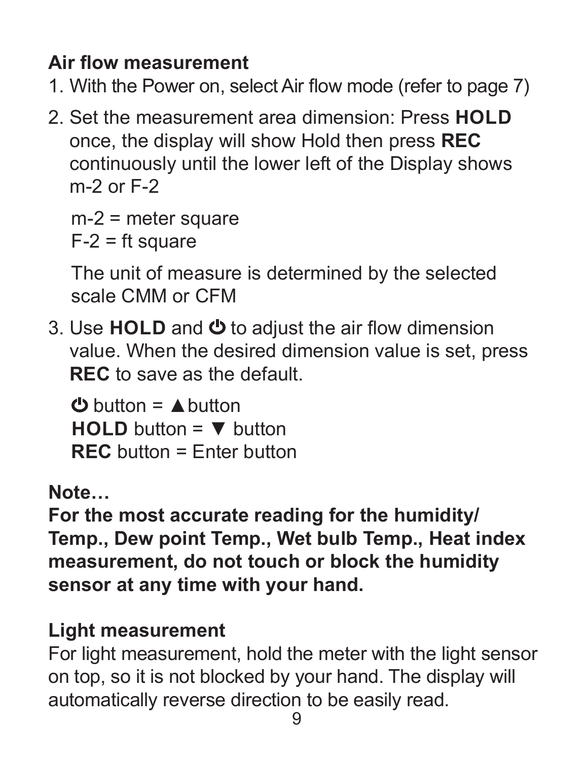**Air flow measurement**

1. With the Power on, select Air flow mode (refer to page 7)
2. Set the measurement area dimension: Press **HOLD** once, the display will show Hold then press **REC** continuously until the lower left of the Display shows m-2 or F-2

   m-2 = meter square
   F-2 = ft square

   The unit of measure is determined by the selected scale CMM or CFM
3. Use **HOLD** and ⏻ to adjust the air flow dimension value. When the desired dimension value is set, press **REC** to save as the default.

   ⏻ button = ▲button
   **HOLD** button = ▼ button
   **REC** button = Enter button

**Note…**
**For the most accurate reading for the humidity/ Temp., Dew point Temp., Wet bulb Temp., Heat index measurement, do not touch or block the humidity sensor at any time with your hand.**

**Light measurement**
For light measurement, hold the meter with the light sensor on top, so it is not blocked by your hand. The display will automatically reverse direction to be easily read.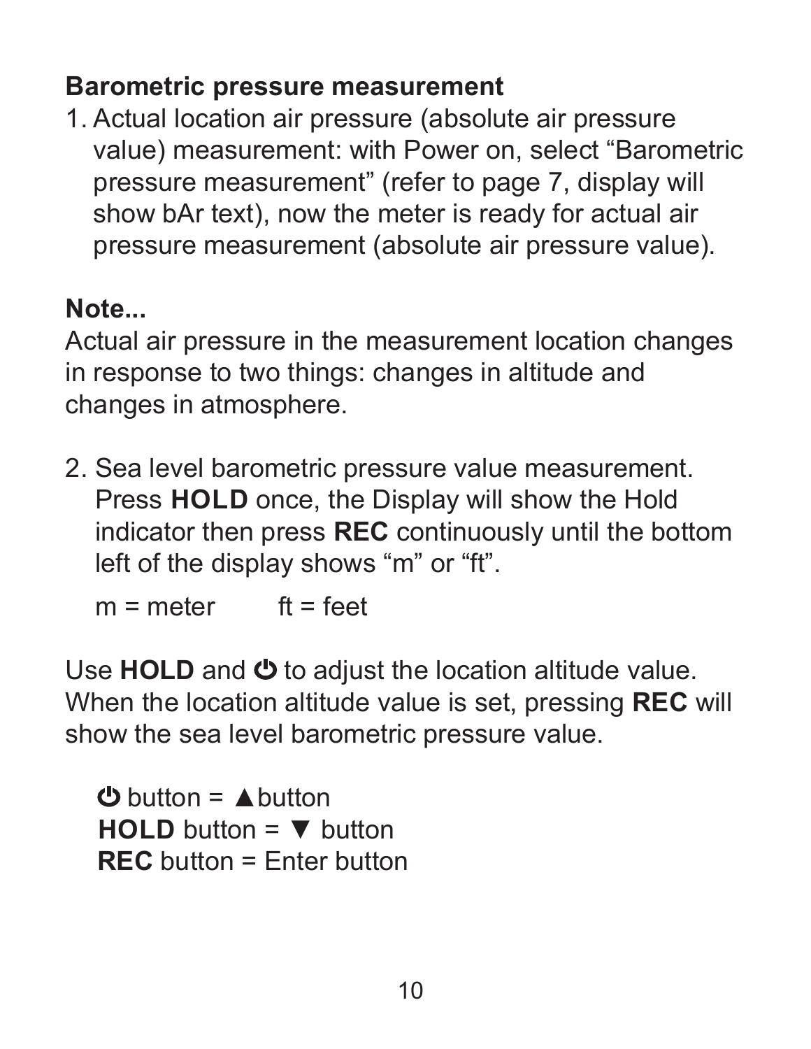**Barometric pressure measurement**

1. Actual location air pressure (absolute air pressure value) measurement: with Power on, select “Barometric pressure measurement” (refer to page 7, display will show bAr text), now the meter is ready for actual air pressure measurement (absolute air pressure value).

**Note...**

Actual air pressure in the measurement location changes in response to two things: changes in altitude and changes in atmosphere.

2. Sea level barometric pressure value measurement. Press **HOLD** once, the Display will show the Hold indicator then press **REC** continuously until the bottom left of the display shows “m” or “ft”.

   m = meter      ft = feet

Use **HOLD** and ⏻ to adjust the location altitude value. When the location altitude value is set, pressing **REC** will show the sea level barometric pressure value.

⏻ button = ▲button
**HOLD** button = ▼ button
**REC** button = Enter button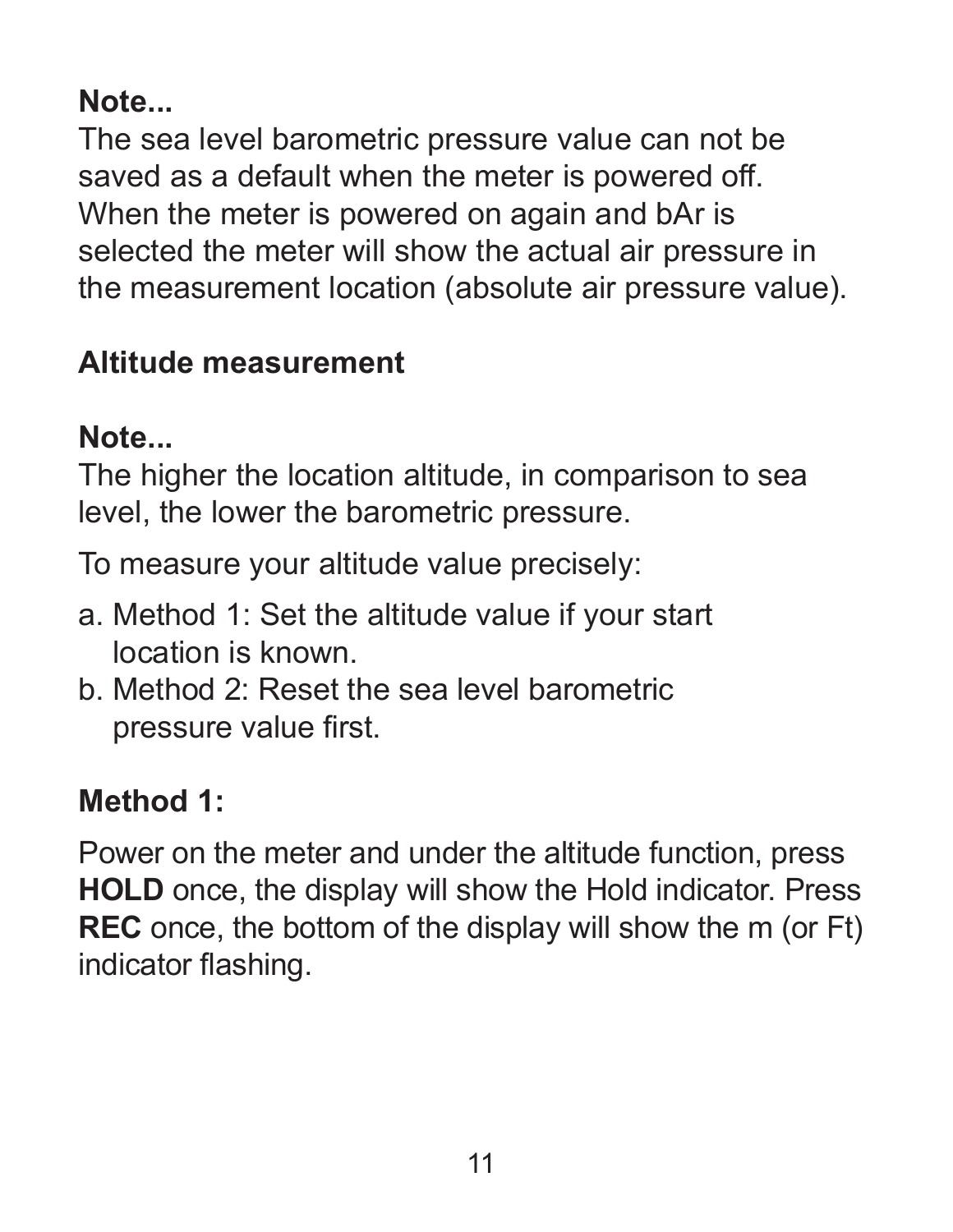**Note...**
The sea level barometric pressure value can not be saved as a default when the meter is powered off. When the meter is powered on again and bAr is selected the meter will show the actual air pressure in the measurement location (absolute air pressure value).

## Altitude measurement

**Note...**
The higher the location altitude, in comparison to sea level, the lower the barometric pressure.

To measure your altitude value precisely:

a. Method 1: Set the altitude value if your start location is known.
b. Method 2: Reset the sea level barometric pressure value first.

## Method 1:

Power on the meter and under the altitude function, press **HOLD** once, the display will show the Hold indicator. Press **REC** once, the bottom of the display will show the m (or Ft) indicator flashing.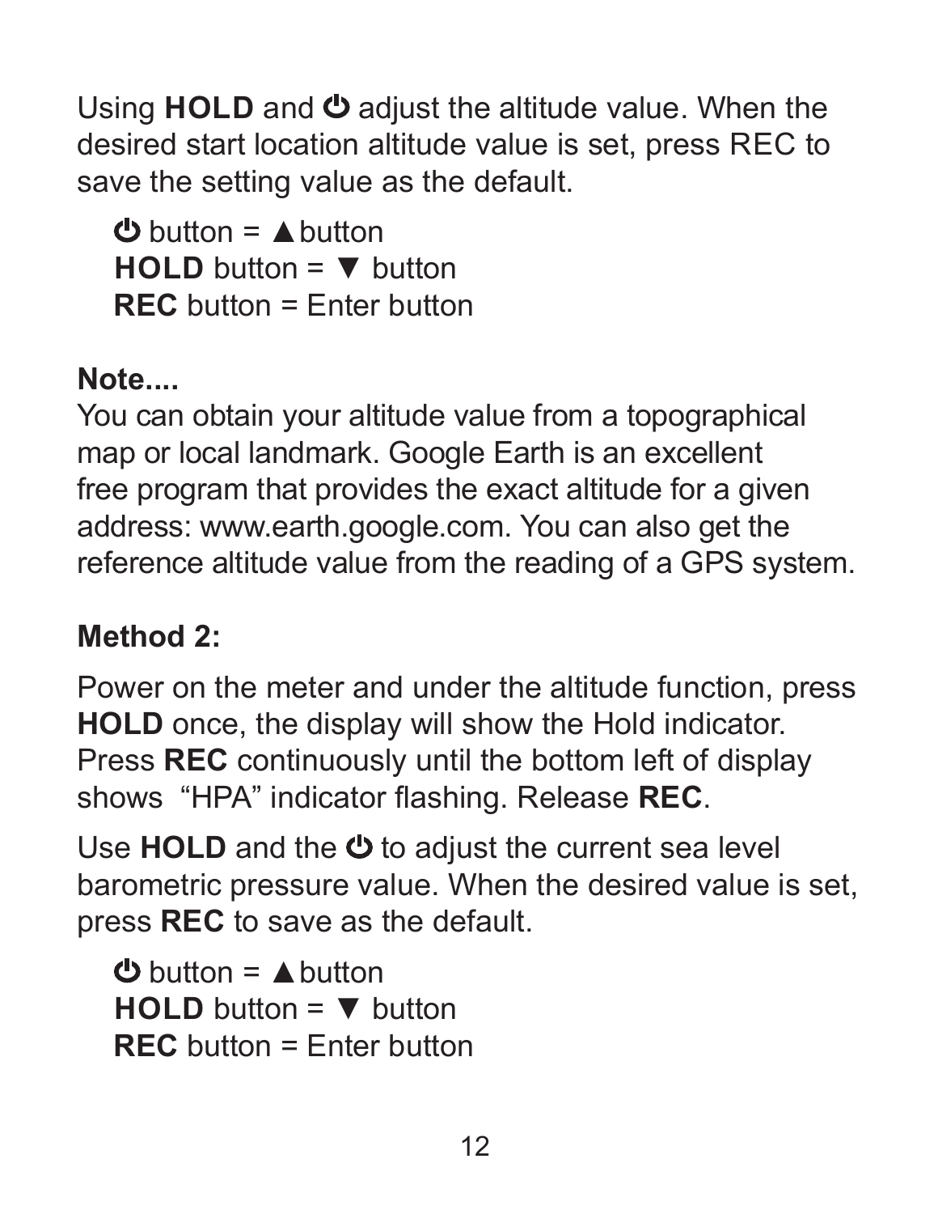Using **HOLD** and ⏻ adjust the altitude value. When the desired start location altitude value is set, press REC to save the setting value as the default.

⏻ button = ▲button
**HOLD** button = ▼ button
**REC** button = Enter button

**Note....**
You can obtain your altitude value from a topographical map or local landmark. Google Earth is an excellent free program that provides the exact altitude for a given address: www.earth.google.com. You can also get the reference altitude value from the reading of a GPS system.

**Method 2:**

Power on the meter and under the altitude function, press **HOLD** once, the display will show the Hold indicator. Press **REC** continuously until the bottom left of display shows "HPA" indicator flashing. Release **REC**.

Use **HOLD** and the ⏻ to adjust the current sea level barometric pressure value. When the desired value is set, press **REC** to save as the default.

⏻ button = ▲button
**HOLD** button = ▼ button
**REC** button = Enter button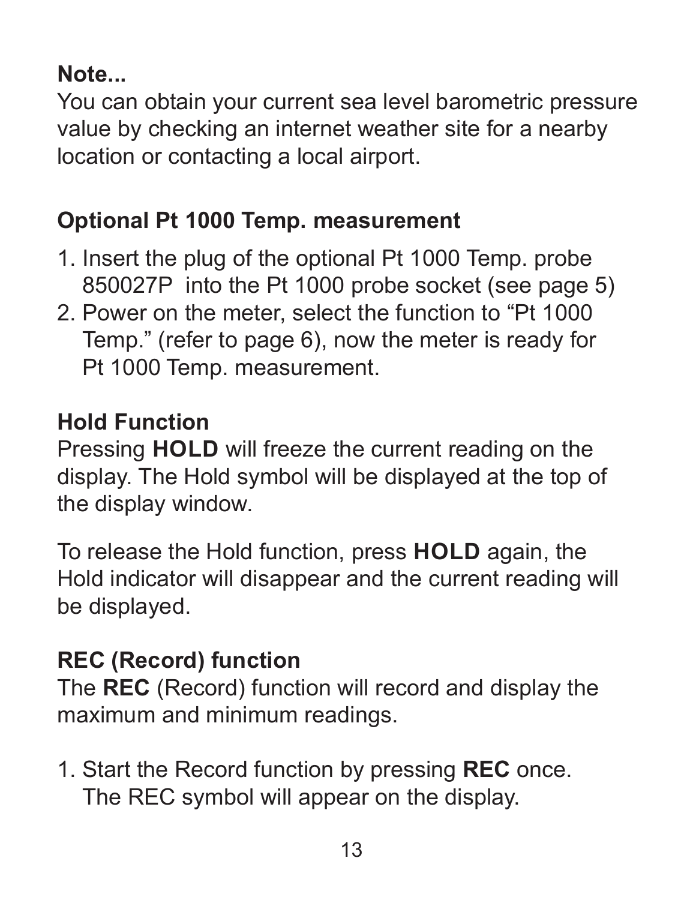**Note...**
You can obtain your current sea level barometric pressure value by checking an internet weather site for a nearby location or contacting a local airport.

**Optional Pt 1000 Temp. measurement**

1. Insert the plug of the optional Pt 1000 Temp. probe 850027P into the Pt 1000 probe socket (see page 5)
2. Power on the meter, select the function to “Pt 1000 Temp.” (refer to page 6), now the meter is ready for Pt 1000 Temp. measurement.

**Hold Function**
Pressing **HOLD** will freeze the current reading on the display. The Hold symbol will be displayed at the top of the display window.

To release the Hold function, press **HOLD** again, the Hold indicator will disappear and the current reading will be displayed.

**REC (Record) function**
The **REC** (Record) function will record and display the maximum and minimum readings.

1. Start the Record function by pressing **REC** once. The REC symbol will appear on the display.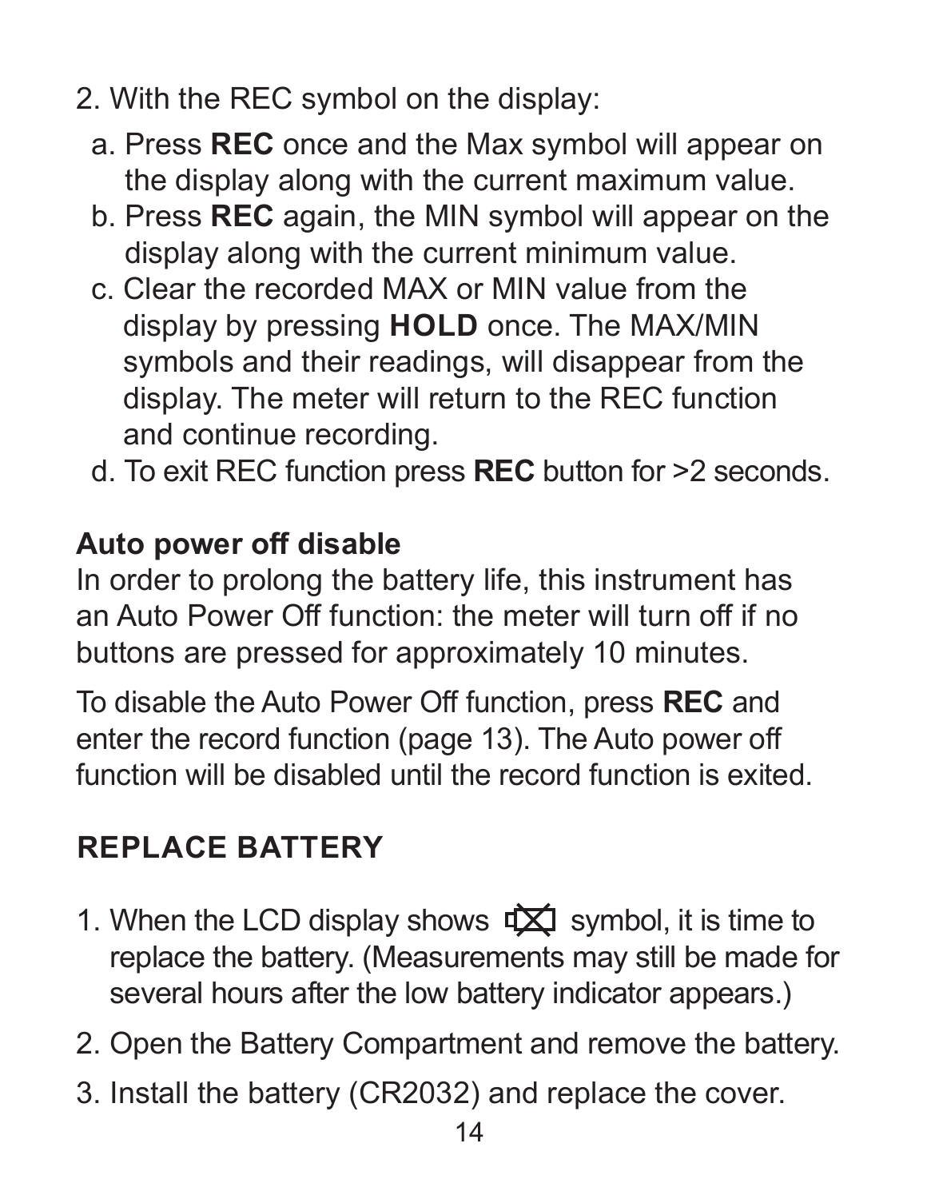2. With the REC symbol on the display:
   a. Press **REC** once and the Max symbol will appear on the display along with the current maximum value.
   b. Press **REC** again, the MIN symbol will appear on the display along with the current minimum value.
   c. Clear the recorded MAX or MIN value from the display by pressing **HOLD** once. The MAX/MIN symbols and their readings, will disappear from the display. The meter will return to the REC function and continue recording.
   d. To exit REC function press **REC** button for >2 seconds.

### Auto power off disable

In order to prolong the battery life, this instrument has an Auto Power Off function: the meter will turn off if no buttons are pressed for approximately 10 minutes.

To disable the Auto Power Off function, press **REC** and enter the record function (page 13). The Auto power off function will be disabled until the record function is exited.

## REPLACE BATTERY

1. When the LCD display shows [low battery] symbol, it is time to replace the battery. (Measurements may still be made for several hours after the low battery indicator appears.)
2. Open the Battery Compartment and remove the battery.
3. Install the battery (CR2032) and replace the cover.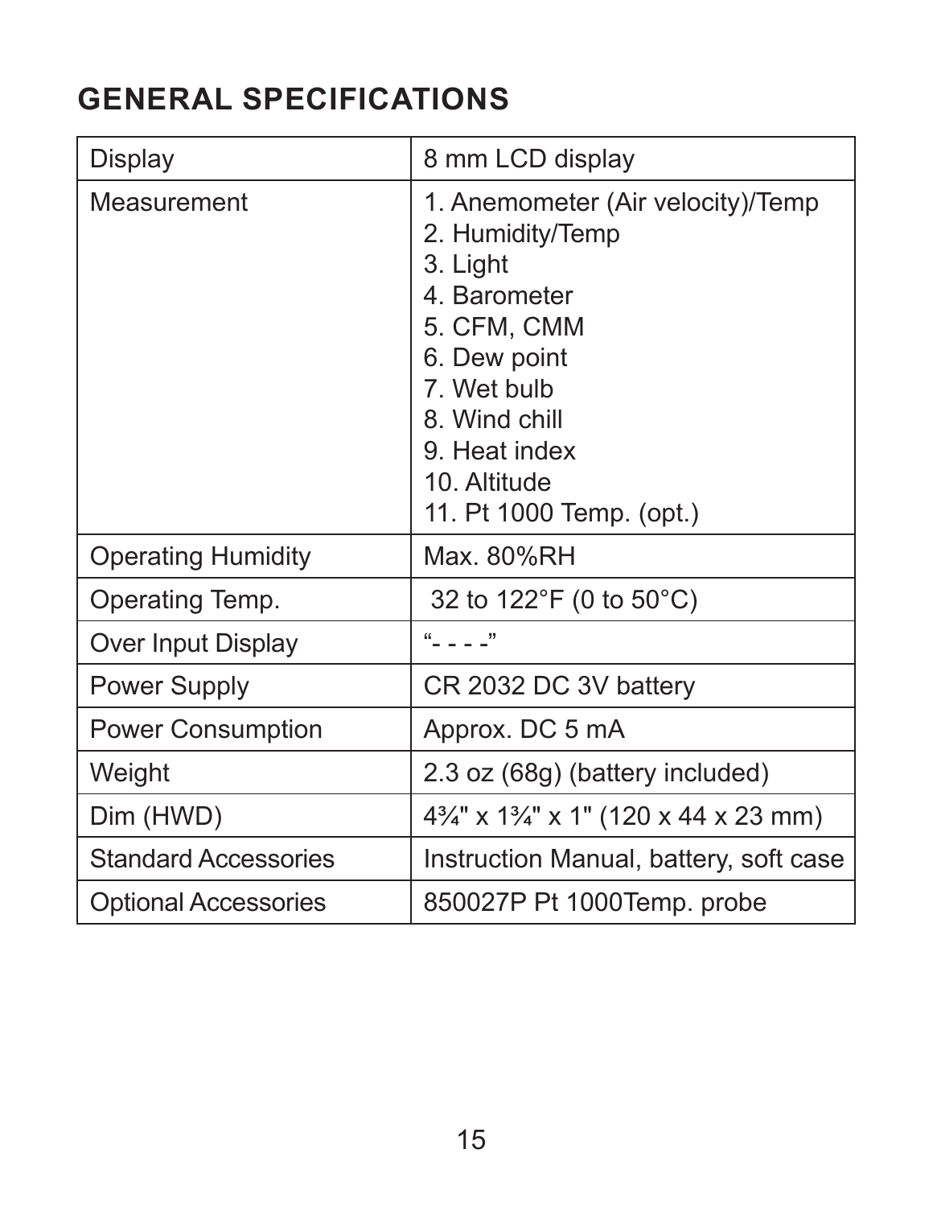## GENERAL SPECIFICATIONS

| Display | 8 mm LCD display |
|---|---|
| Measurement | 1. Anemometer (Air velocity)/Temp<br>2. Humidity/Temp<br>3. Light<br>4. Barometer<br>5. CFM, CMM<br>6. Dew point<br>7. Wet bulb<br>8. Wind chill<br>9. Heat index<br>10. Altitude<br>11. Pt 1000 Temp. (opt.) |
| Operating Humidity | Max. 80%RH |
| Operating Temp. | 32 to 122°F (0 to 50°C) |
| Over Input Display | "- - - -" |
| Power Supply | CR 2032 DC 3V battery |
| Power Consumption | Approx. DC 5 mA |
| Weight | 2.3 oz (68g) (battery included) |
| Dim (HWD) | 4¾" x 1¾" x 1" (120 x 44 x 23 mm) |
| Standard Accessories | Instruction Manual, battery, soft case |
| Optional Accessories | 850027P Pt 1000Temp. probe |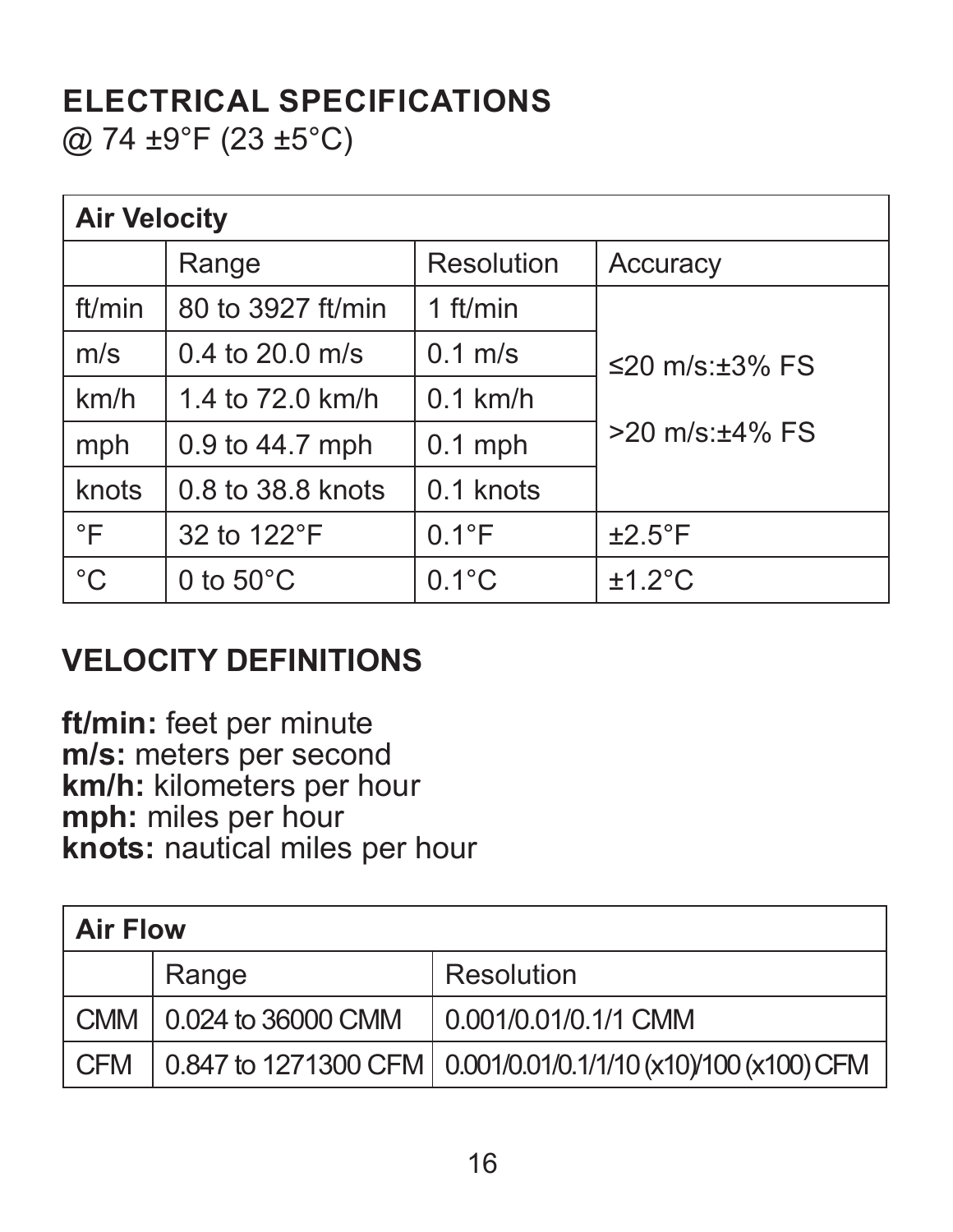## ELECTRICAL SPECIFICATIONS

@ 74 ±9°F (23 ±5°C)

| Air Velocity | | | |
|---|---|---|---|
| | Range | Resolution | Accuracy |
| ft/min | 80 to 3927 ft/min | 1 ft/min | ≤20 m/s:±3% FS<br>>20 m/s:±4% FS |
| m/s | 0.4 to 20.0 m/s | 0.1 m/s | |
| km/h | 1.4 to 72.0 km/h | 0.1 km/h | |
| mph | 0.9 to 44.7 mph | 0.1 mph | |
| knots | 0.8 to 38.8 knots | 0.1 knots | |
| °F | 32 to 122°F | 0.1°F | ±2.5°F |
| °C | 0 to 50°C | 0.1°C | ±1.2°C |

## VELOCITY DEFINITIONS

**ft/min:** feet per minute
**m/s:** meters per second
**km/h:** kilometers per hour
**mph:** miles per hour
**knots:** nautical miles per hour

| Air Flow | | |
|---|---|---|
| | Range | Resolution |
| CMM | 0.024 to 36000 CMM | 0.001/0.01/0.1/1 CMM |
| CFM | 0.847 to 1271300 CFM | 0.001/0.01/0.1/1/10 (x10)/100 (x100) CFM |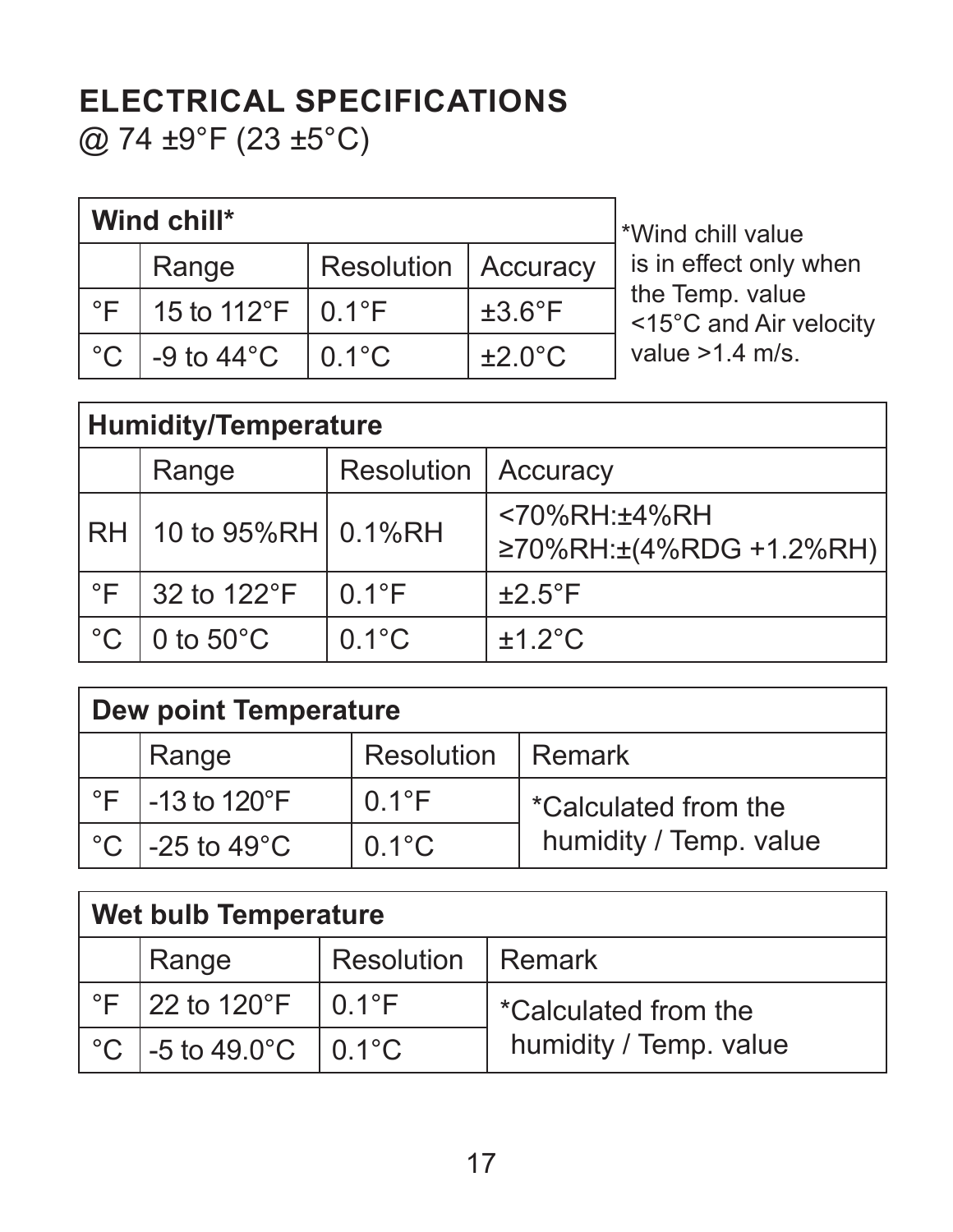## ELECTRICAL SPECIFICATIONS

@ 74 ±9°F (23 ±5°C)

| Wind chill* | | | |
|---|---|---|---|
| | Range | Resolution | Accuracy |
| °F | 15 to 112°F | 0.1°F | ±3.6°F |
| °C | -9 to 44°C | 0.1°C | ±2.0°C |

*Wind chill value is in effect only when the Temp. value <15°C and Air velocity value >1.4 m/s.

| Humidity/Temperature | | | |
|---|---|---|---|
| | Range | Resolution | Accuracy |
| RH | 10 to 95%RH | 0.1%RH | <70%RH:±4%RH<br>≥70%RH:±(4%RDG +1.2%RH) |
| °F | 32 to 122°F | 0.1°F | ±2.5°F |
| °C | 0 to 50°C | 0.1°C | ±1.2°C |

| Dew point Temperature | | | |
|---|---|---|---|
| | Range | Resolution | Remark |
| °F | -13 to 120°F | 0.1°F | *Calculated from the humidity / Temp. value |
| °C | -25 to 49°C | 0.1°C | |

| Wet bulb Temperature | | | |
|---|---|---|---|
| | Range | Resolution | Remark |
| °F | 22 to 120°F | 0.1°F | *Calculated from the humidity / Temp. value |
| °C | -5 to 49.0°C | 0.1°C | |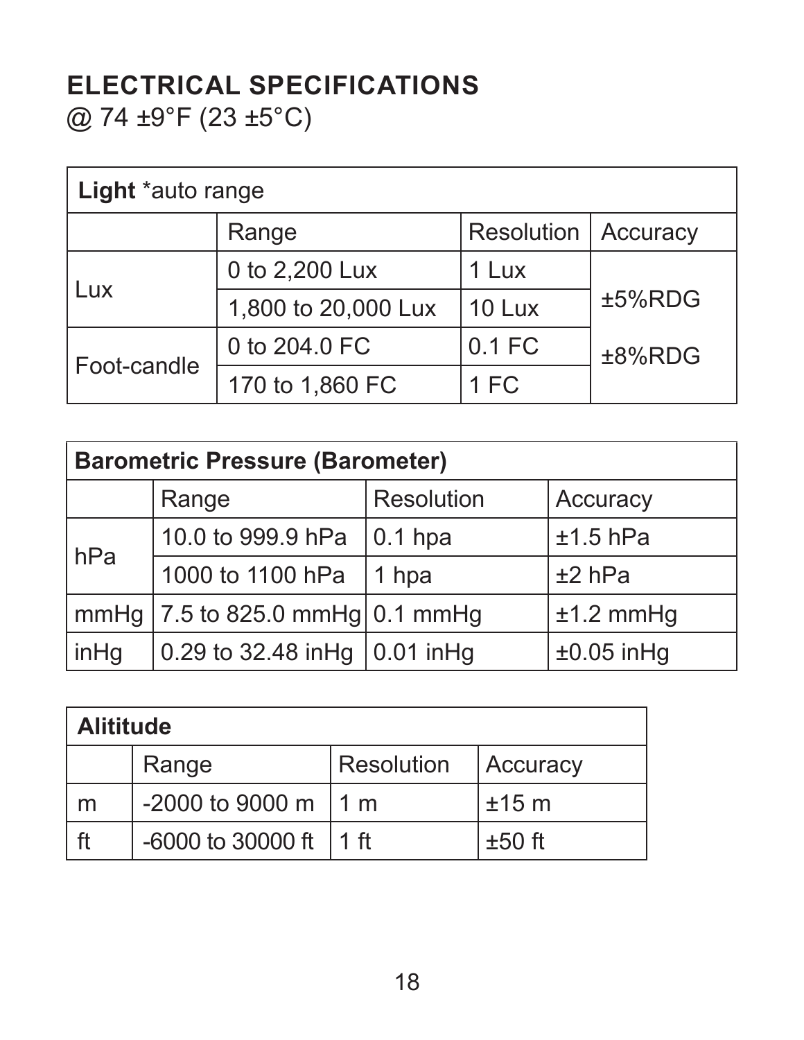## ELECTRICAL SPECIFICATIONS

@ 74 ±9°F (23 ±5°C)

| **Light** *auto range | | | |
|---|---|---|---|
| | Range | Resolution | Accuracy |
| Lux | 0 to 2,200 Lux | 1 Lux | ±5%RDG |
| | 1,800 to 20,000 Lux | 10 Lux | |
| Foot-candle | 0 to 204.0 FC | 0.1 FC | ±8%RDG |
| | 170 to 1,860 FC | 1 FC | |

| **Barometric Pressure (Barometer)** | | | |
|---|---|---|---|
| | Range | Resolution | Accuracy |
| hPa | 10.0 to 999.9 hPa | 0.1 hpa | ±1.5 hPa |
| | 1000 to 1100 hPa | 1 hpa | ±2 hPa |
| mmHg | 7.5 to 825.0 mmHg | 0.1 mmHg | ±1.2 mmHg |
| inHg | 0.29 to 32.48 inHg | 0.01 inHg | ±0.05 inHg |

| **Alititude** | | | |
|---|---|---|---|
| | Range | Resolution | Accuracy |
| m | -2000 to 9000 m | 1 m | ±15 m |
| ft | -6000 to 30000 ft | 1 ft | ±50 ft |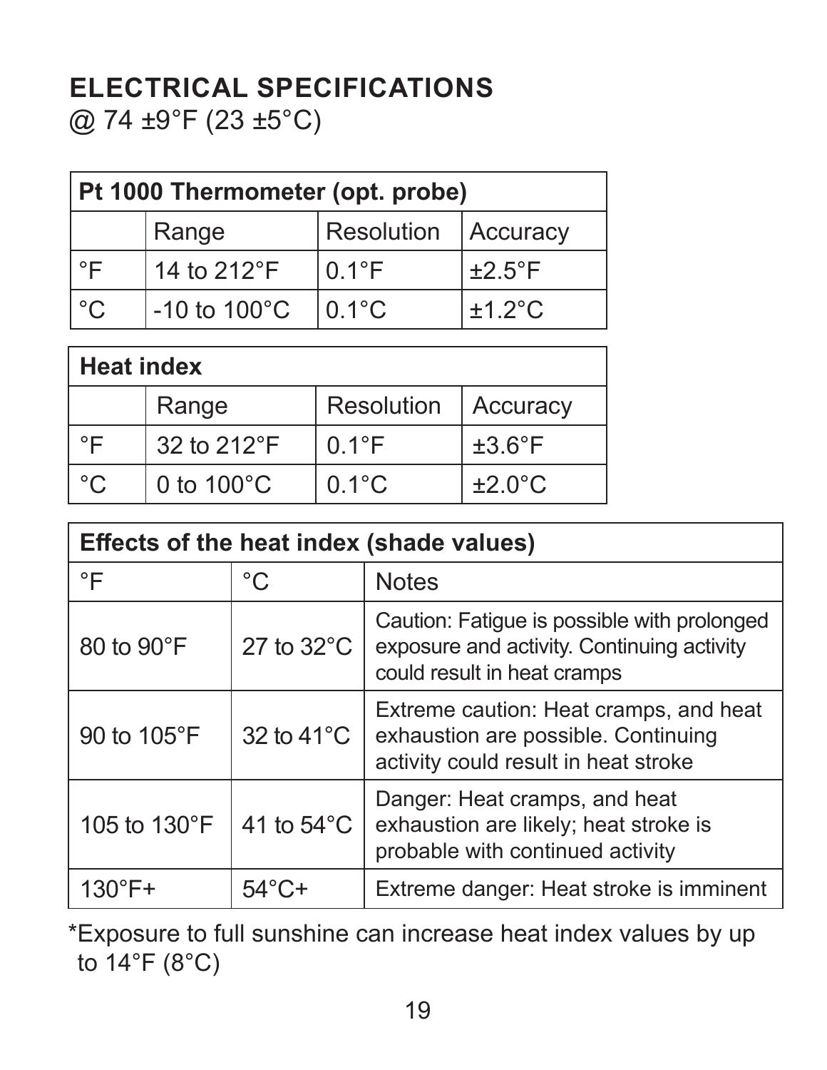## ELECTRICAL SPECIFICATIONS

@ 74 ±9°F (23 ±5°C)

| **Pt 1000 Thermometer (opt. probe)** | | | |
|---|---|---|---|
| | Range | Resolution | Accuracy |
| °F | 14 to 212°F | 0.1°F | ±2.5°F |
| °C | -10 to 100°C | 0.1°C | ±1.2°C |

| **Heat index** | | | |
|---|---|---|---|
| | Range | Resolution | Accuracy |
| °F | 32 to 212°F | 0.1°F | ±3.6°F |
| °C | 0 to 100°C | 0.1°C | ±2.0°C |

| **Effects of the heat index (shade values)** | | |
|---|---|---|
| °F | °C | Notes |
| 80 to 90°F | 27 to 32°C | Caution: Fatigue is possible with prolonged exposure and activity. Continuing activity could result in heat cramps |
| 90 to 105°F | 32 to 41°C | Extreme caution: Heat cramps, and heat exhaustion are possible. Continuing activity could result in heat stroke |
| 105 to 130°F | 41 to 54°C | Danger: Heat cramps, and heat exhaustion are likely; heat stroke is probable with continued activity |
| 130°F+ | 54°C+ | Extreme danger: Heat stroke is imminent |

*Exposure to full sunshine can increase heat index values by up to 14°F (8°C)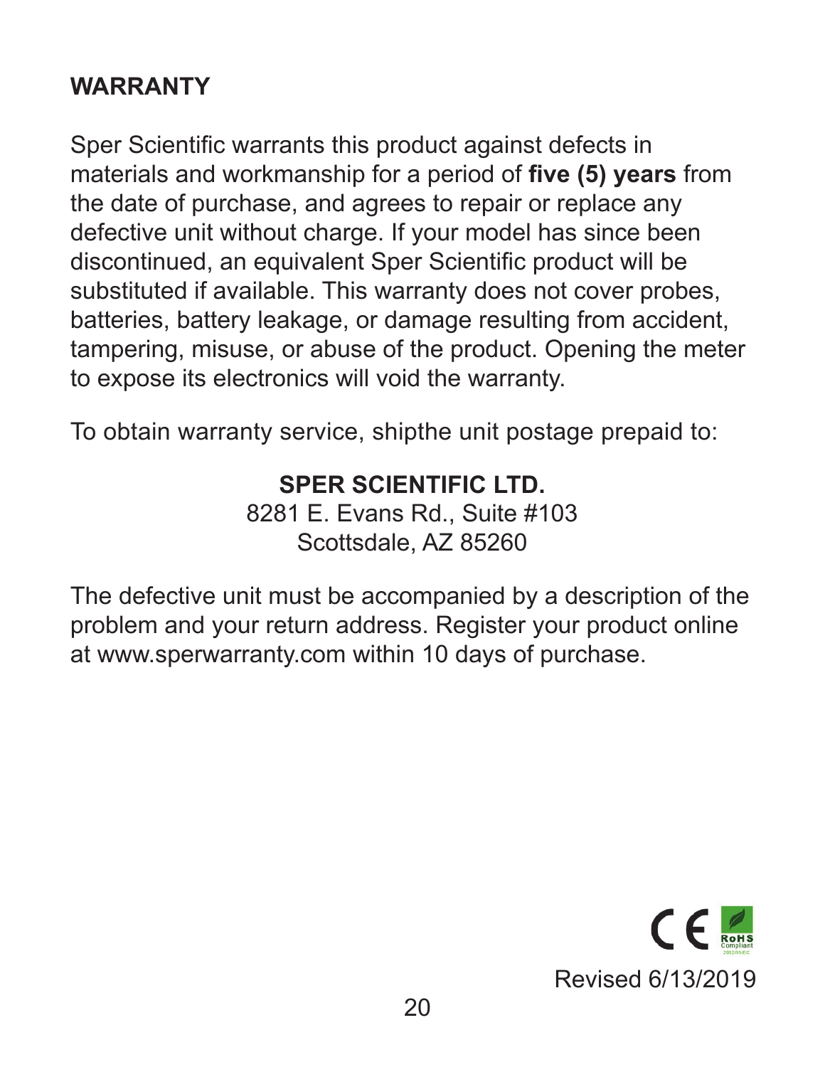## WARRANTY

Sper Scientific warrants this product against defects in materials and workmanship for a period of **five (5) years** from the date of purchase, and agrees to repair or replace any defective unit without charge. If your model has since been discontinued, an equivalent Sper Scientific product will be substituted if available. This warranty does not cover probes, batteries, battery leakage, or damage resulting from accident, tampering, misuse, or abuse of the product. Opening the meter to expose its electronics will void the warranty.

To obtain warranty service, shipthe unit postage prepaid to:

**SPER SCIENTIFIC LTD.**
8281 E. Evans Rd., Suite #103
Scottsdale, AZ 85260

The defective unit must be accompanied by a description of the problem and your return address. Register your product online at www.sperwarranty.com within 10 days of purchase.

Revised 6/13/2019